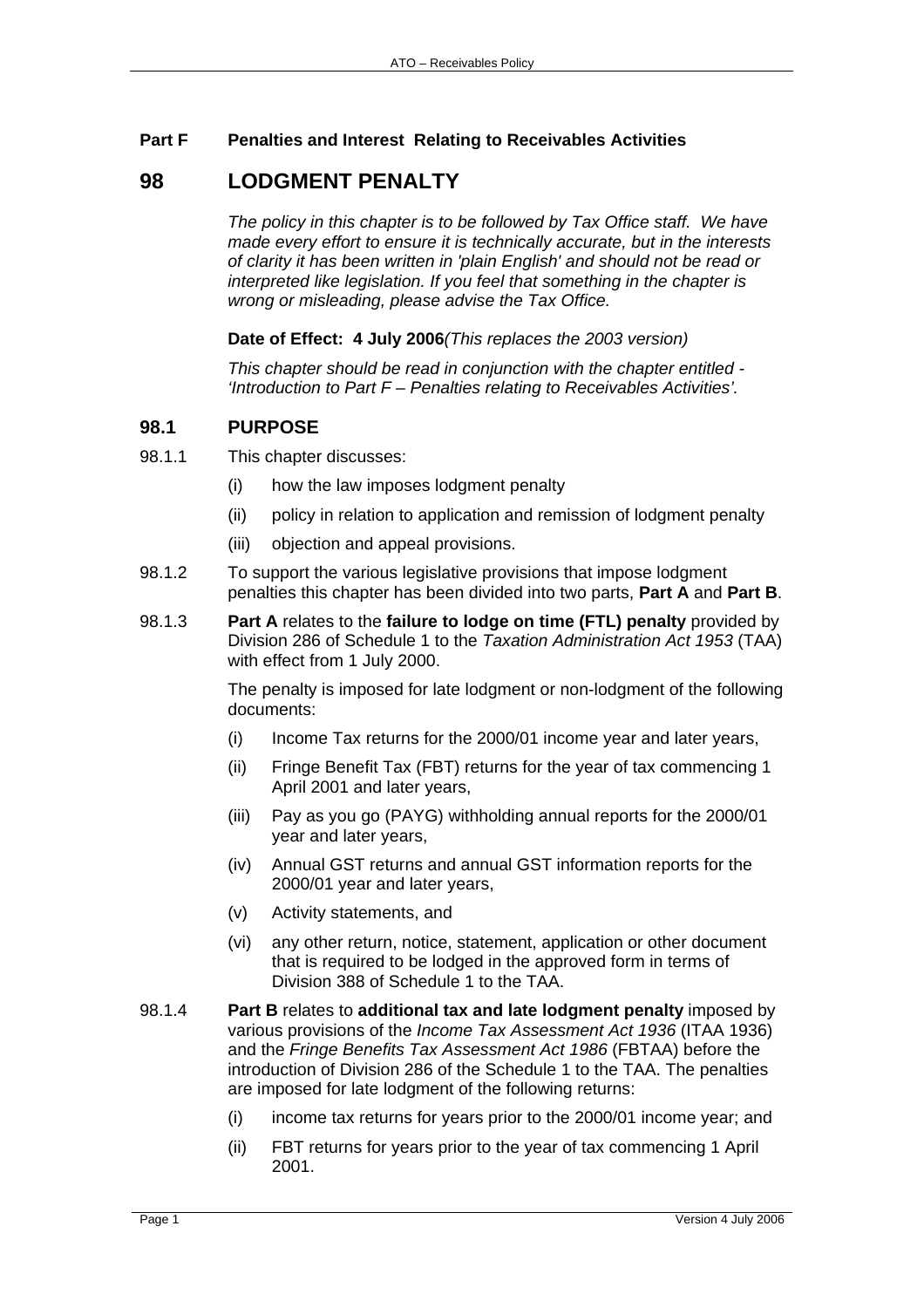**Part F Penalties and Interest Relating to Receivables Activities**

# 98 LODGMENT PENALTY

*The policy in this chapter is to be followed by Tax Office staff. We have made every effort to ensure it is technically accurate, but in the interests of clarity it has been written in 'plain English' and should not be read or interpreted like legislation. If you feel that something in the chapter is wrong or misleading, please advise the Tax Office.*

**Date of Effect: 4 July 2006***(This replaces the 2003 version)*

*This chapter should be read in conjunction with the chapter entitled - 'Introduction to Part F – Penalties relating to Receivables Activities'.*

## 98.1 PURPOSE

98.1.1 This chapter discusses:

(i) how the law imposes lodgment penalty

(ii) policy in relation to application and remission of lodgment penalty

(iii) objection and appeal provisions.

98.1.2 To support the various legislative provisions that impose lodgment penalties this chapter has been divided into two parts, **Part A** and **Part B**.

98.1.3 **Part A** relates to the **failure to lodge on time (FTL) penalty** provided by Division 286 of Schedule 1 to the *Taxation Administration Act 1953* (TAA) with effect from 1 July 2000.

The penalty is imposed for late lodgment or non-lodgment of the following documents:

(i) Income Tax returns for the 2000/01 income year and later years,

(ii) Fringe Benefit Tax (FBT) returns for the year of tax commencing 1 April 2001 and later years,

(iii) Pay as you go (PAYG) withholding annual reports for the 2000/01 year and later years,

(iv) Annual GST returns and annual GST information reports for the 2000/01 year and later years,

(v) Activity statements, and

(vi) any other return, notice, statement, application or other document that is required to be lodged in the approved form in terms of Division 388 of Schedule 1 to the TAA.

98.1.4 **Part B** relates to **additional tax and late lodgment penalty** imposed by various provisions of the *Income Tax Assessment Act 1936* (ITAA 1936) and the *Fringe Benefits Tax Assessment Act 1986* (FBTAA) before the introduction of Division 286 of the Schedule 1 to the TAA. The penalties are imposed for late lodgment of the following returns:

(i) income tax returns for years prior to the 2000/01 income year; and

(ii) FBT returns for years prior to the year of tax commencing 1 April 2001.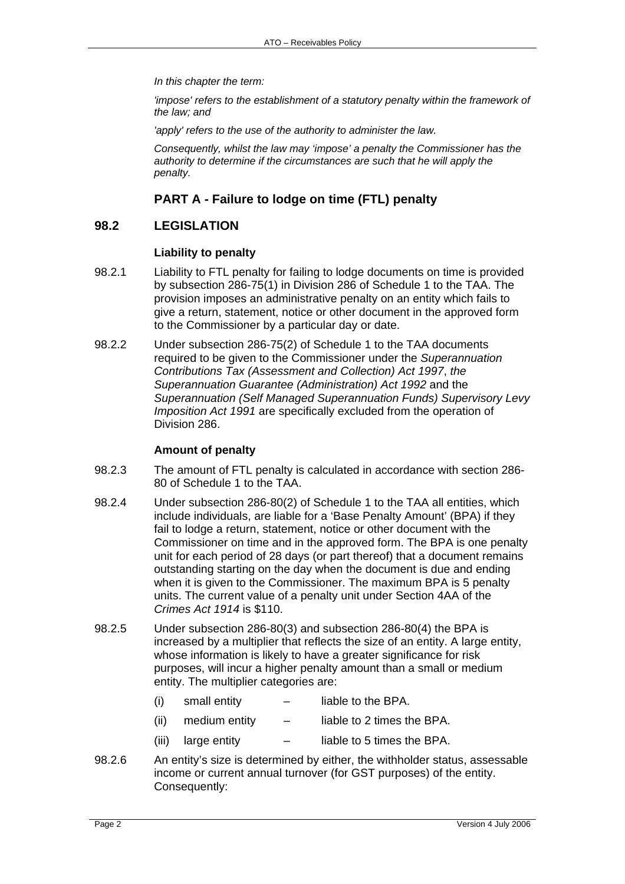*In this chapter the term:*

*'impose' refers to the establishment of a statutory penalty within the framework of the law; and*

*'apply' refers to the use of the authority to administer the law.*

*Consequently, whilst the law may 'impose' a penalty the Commissioner has the authority to determine if the circumstances are such that he will apply the penalty.*

## PART A - Failure to lodge on time (FTL) penalty

## 98.2 LEGISLATION

### Liability to penalty

98.2.1 Liability to FTL penalty for failing to lodge documents on time is provided by subsection 286-75(1) in Division 286 of Schedule 1 to the TAA. The provision imposes an administrative penalty on an entity which fails to give a return, statement, notice or other document in the approved form to the Commissioner by a particular day or date.

98.2.2 Under subsection 286-75(2) of Schedule 1 to the TAA documents required to be given to the Commissioner under the *Superannuation Contributions Tax (Assessment and Collection) Act 1997*, *the Superannuation Guarantee (Administration) Act 1992* and the *Superannuation (Self Managed Superannuation Funds) Supervisory Levy Imposition Act 1991* are specifically excluded from the operation of Division 286.

### Amount of penalty

98.2.3 The amount of FTL penalty is calculated in accordance with section 286-80 of Schedule 1 to the TAA.

98.2.4 Under subsection 286-80(2) of Schedule 1 to the TAA all entities, which include individuals, are liable for a 'Base Penalty Amount' (BPA) if they fail to lodge a return, statement, notice or other document with the Commissioner on time and in the approved form. The BPA is one penalty unit for each period of 28 days (or part thereof) that a document remains outstanding starting on the day when the document is due and ending when it is given to the Commissioner. The maximum BPA is 5 penalty units. The current value of a penalty unit under Section 4AA of the *Crimes Act 1914* is $110.

98.2.5 Under subsection 286-80(3) and subsection 286-80(4) the BPA is increased by a multiplier that reflects the size of an entity. A large entity, whose information is likely to have a greater significance for risk purposes, will incur a higher penalty amount than a small or medium entity. The multiplier categories are:

- (i) small entity – liable to the BPA.
- (ii) medium entity – liable to 2 times the BPA.
- (iii) large entity – liable to 5 times the BPA.

98.2.6 An entity's size is determined by either, the withholder status, assessable income or current annual turnover (for GST purposes) of the entity. Consequently: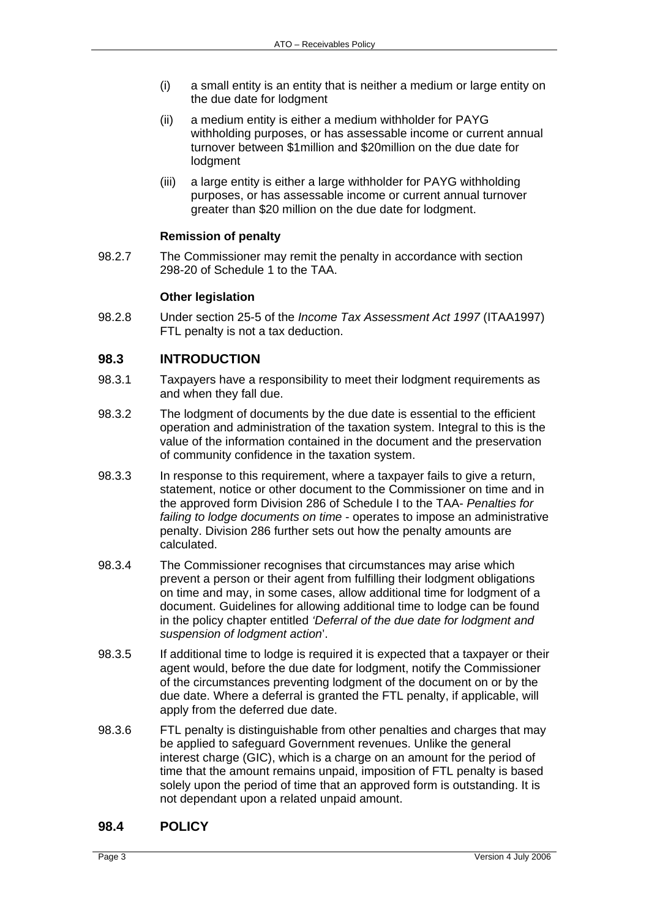(i) a small entity is an entity that is neither a medium or large entity on the due date for lodgment

(ii) a medium entity is either a medium withholder for PAYG withholding purposes, or has assessable income or current annual turnover between $1million and $20million on the due date for lodgment

(iii) a large entity is either a large withholder for PAYG withholding purposes, or has assessable income or current annual turnover greater than $20 million on the due date for lodgment.

**Remission of penalty**

98.2.7 The Commissioner may remit the penalty in accordance with section 298-20 of Schedule 1 to the TAA.

**Other legislation**

98.2.8 Under section 25-5 of the *Income Tax Assessment Act 1997* (ITAA1997) FTL penalty is not a tax deduction.

## 98.3 INTRODUCTION

98.3.1 Taxpayers have a responsibility to meet their lodgment requirements as and when they fall due.

98.3.2 The lodgment of documents by the due date is essential to the efficient operation and administration of the taxation system. Integral to this is the value of the information contained in the document and the preservation of community confidence in the taxation system.

98.3.3 In response to this requirement, where a taxpayer fails to give a return, statement, notice or other document to the Commissioner on time and in the approved form Division 286 of Schedule I to the TAA- *Penalties for failing to lodge documents on time* - operates to impose an administrative penalty. Division 286 further sets out how the penalty amounts are calculated.

98.3.4 The Commissioner recognises that circumstances may arise which prevent a person or their agent from fulfilling their lodgment obligations on time and may, in some cases, allow additional time for lodgment of a document. Guidelines for allowing additional time to lodge can be found in the policy chapter entitled *'Deferral of the due date for lodgment and suspension of lodgment action*'.

98.3.5 If additional time to lodge is required it is expected that a taxpayer or their agent would, before the due date for lodgment, notify the Commissioner of the circumstances preventing lodgment of the document on or by the due date. Where a deferral is granted the FTL penalty, if applicable, will apply from the deferred due date.

98.3.6 FTL penalty is distinguishable from other penalties and charges that may be applied to safeguard Government revenues. Unlike the general interest charge (GIC), which is a charge on an amount for the period of time that the amount remains unpaid, imposition of FTL penalty is based solely upon the period of time that an approved form is outstanding. It is not dependant upon a related unpaid amount.

## 98.4 POLICY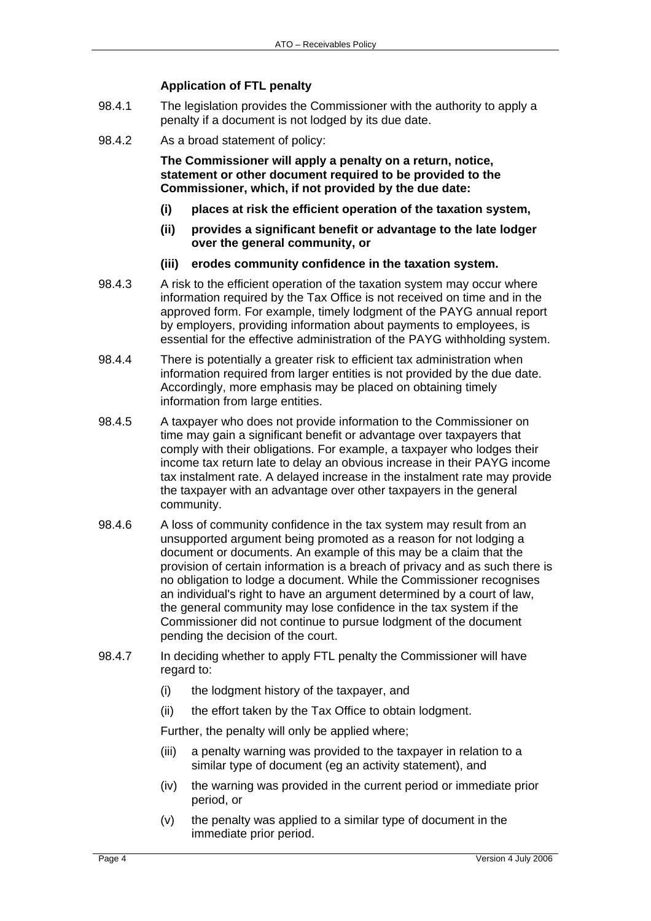### Application of FTL penalty

98.4.1 The legislation provides the Commissioner with the authority to apply a penalty if a document is not lodged by its due date.

98.4.2 As a broad statement of policy:

**The Commissioner will apply a penalty on a return, notice, statement or other document required to be provided to the Commissioner, which, if not provided by the due date:**

- **(i) places at risk the efficient operation of the taxation system,**
- **(ii) provides a significant benefit or advantage to the late lodger over the general community, or**
- **(iii) erodes community confidence in the taxation system.**

98.4.3 A risk to the efficient operation of the taxation system may occur where information required by the Tax Office is not received on time and in the approved form. For example, timely lodgment of the PAYG annual report by employers, providing information about payments to employees, is essential for the effective administration of the PAYG withholding system.

98.4.4 There is potentially a greater risk to efficient tax administration when information required from larger entities is not provided by the due date. Accordingly, more emphasis may be placed on obtaining timely information from large entities.

98.4.5 A taxpayer who does not provide information to the Commissioner on time may gain a significant benefit or advantage over taxpayers that comply with their obligations. For example, a taxpayer who lodges their income tax return late to delay an obvious increase in their PAYG income tax instalment rate. A delayed increase in the instalment rate may provide the taxpayer with an advantage over other taxpayers in the general community.

98.4.6 A loss of community confidence in the tax system may result from an unsupported argument being promoted as a reason for not lodging a document or documents. An example of this may be a claim that the provision of certain information is a breach of privacy and as such there is no obligation to lodge a document. While the Commissioner recognises an individual's right to have an argument determined by a court of law, the general community may lose confidence in the tax system if the Commissioner did not continue to pursue lodgment of the document pending the decision of the court.

98.4.7 In deciding whether to apply FTL penalty the Commissioner will have regard to:

- (i) the lodgment history of the taxpayer, and
- (ii) the effort taken by the Tax Office to obtain lodgment.

Further, the penalty will only be applied where;

- (iii) a penalty warning was provided to the taxpayer in relation to a similar type of document (eg an activity statement), and
- (iv) the warning was provided in the current period or immediate prior period, or
- (v) the penalty was applied to a similar type of document in the immediate prior period.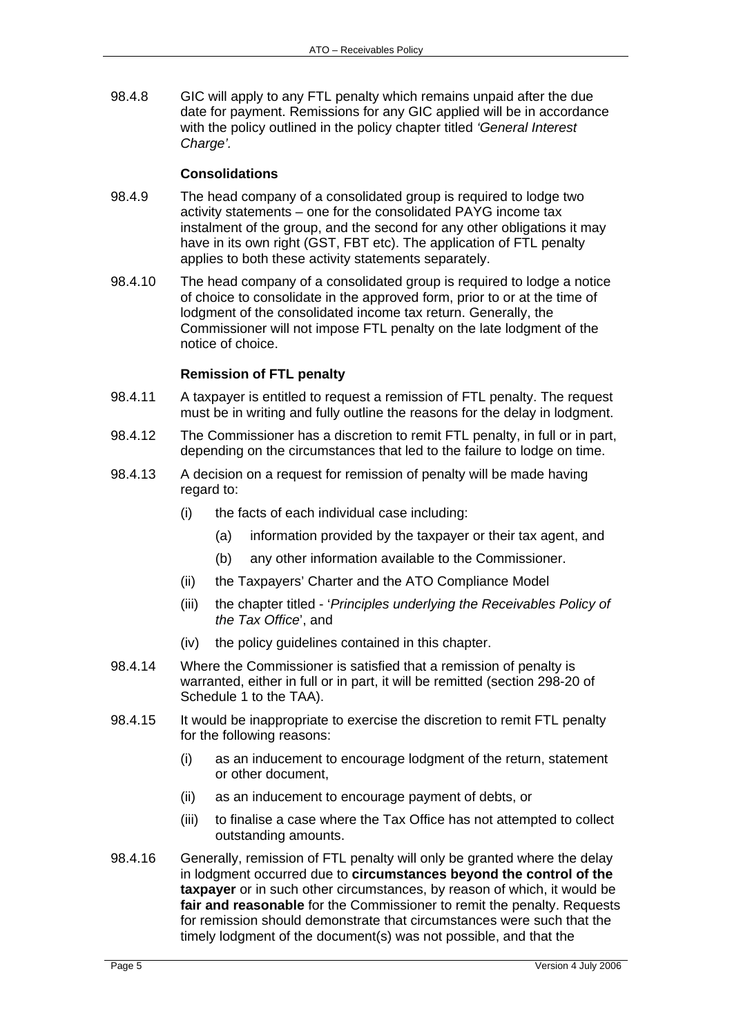98.4.8 GIC will apply to any FTL penalty which remains unpaid after the due date for payment. Remissions for any GIC applied will be in accordance with the policy outlined in the policy chapter titled *'General Interest Charge'*.

**Consolidations**

98.4.9 The head company of a consolidated group is required to lodge two activity statements – one for the consolidated PAYG income tax instalment of the group, and the second for any other obligations it may have in its own right (GST, FBT etc). The application of FTL penalty applies to both these activity statements separately.

98.4.10 The head company of a consolidated group is required to lodge a notice of choice to consolidate in the approved form, prior to or at the time of lodgment of the consolidated income tax return. Generally, the Commissioner will not impose FTL penalty on the late lodgment of the notice of choice.

**Remission of FTL penalty**

98.4.11 A taxpayer is entitled to request a remission of FTL penalty. The request must be in writing and fully outline the reasons for the delay in lodgment.

98.4.12 The Commissioner has a discretion to remit FTL penalty, in full or in part, depending on the circumstances that led to the failure to lodge on time.

98.4.13 A decision on a request for remission of penalty will be made having regard to:

- (i) the facts of each individual case including:
  - (a) information provided by the taxpayer or their tax agent, and
  - (b) any other information available to the Commissioner.
- (ii) the Taxpayers' Charter and the ATO Compliance Model
- (iii) the chapter titled - '*Principles underlying the Receivables Policy of the Tax Office*', and
- (iv) the policy guidelines contained in this chapter.

98.4.14 Where the Commissioner is satisfied that a remission of penalty is warranted, either in full or in part, it will be remitted (section 298-20 of Schedule 1 to the TAA).

98.4.15 It would be inappropriate to exercise the discretion to remit FTL penalty for the following reasons:

- (i) as an inducement to encourage lodgment of the return, statement or other document,
- (ii) as an inducement to encourage payment of debts, or
- (iii) to finalise a case where the Tax Office has not attempted to collect outstanding amounts.

98.4.16 Generally, remission of FTL penalty will only be granted where the delay in lodgment occurred due to **circumstances beyond the control of the taxpayer** or in such other circumstances, by reason of which, it would be **fair and reasonable** for the Commissioner to remit the penalty. Requests for remission should demonstrate that circumstances were such that the timely lodgment of the document(s) was not possible, and that the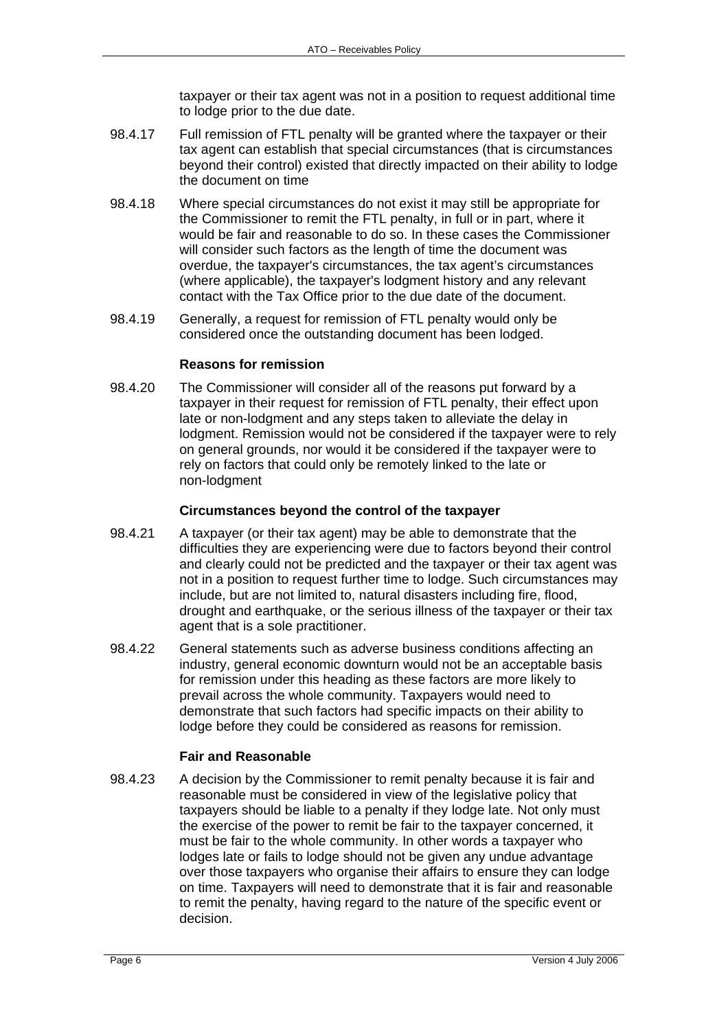taxpayer or their tax agent was not in a position to request additional time to lodge prior to the due date.

98.4.17 Full remission of FTL penalty will be granted where the taxpayer or their tax agent can establish that special circumstances (that is circumstances beyond their control) existed that directly impacted on their ability to lodge the document on time

98.4.18 Where special circumstances do not exist it may still be appropriate for the Commissioner to remit the FTL penalty, in full or in part, where it would be fair and reasonable to do so. In these cases the Commissioner will consider such factors as the length of time the document was overdue, the taxpayer's circumstances, the tax agent's circumstances (where applicable), the taxpayer's lodgment history and any relevant contact with the Tax Office prior to the due date of the document.

98.4.19 Generally, a request for remission of FTL penalty would only be considered once the outstanding document has been lodged.

**Reasons for remission**

98.4.20 The Commissioner will consider all of the reasons put forward by a taxpayer in their request for remission of FTL penalty, their effect upon late or non-lodgment and any steps taken to alleviate the delay in lodgment. Remission would not be considered if the taxpayer were to rely on general grounds, nor would it be considered if the taxpayer were to rely on factors that could only be remotely linked to the late or non-lodgment

**Circumstances beyond the control of the taxpayer**

98.4.21 A taxpayer (or their tax agent) may be able to demonstrate that the difficulties they are experiencing were due to factors beyond their control and clearly could not be predicted and the taxpayer or their tax agent was not in a position to request further time to lodge. Such circumstances may include, but are not limited to, natural disasters including fire, flood, drought and earthquake, or the serious illness of the taxpayer or their tax agent that is a sole practitioner.

98.4.22 General statements such as adverse business conditions affecting an industry, general economic downturn would not be an acceptable basis for remission under this heading as these factors are more likely to prevail across the whole community. Taxpayers would need to demonstrate that such factors had specific impacts on their ability to lodge before they could be considered as reasons for remission.

**Fair and Reasonable**

98.4.23 A decision by the Commissioner to remit penalty because it is fair and reasonable must be considered in view of the legislative policy that taxpayers should be liable to a penalty if they lodge late. Not only must the exercise of the power to remit be fair to the taxpayer concerned, it must be fair to the whole community. In other words a taxpayer who lodges late or fails to lodge should not be given any undue advantage over those taxpayers who organise their affairs to ensure they can lodge on time. Taxpayers will need to demonstrate that it is fair and reasonable to remit the penalty, having regard to the nature of the specific event or decision.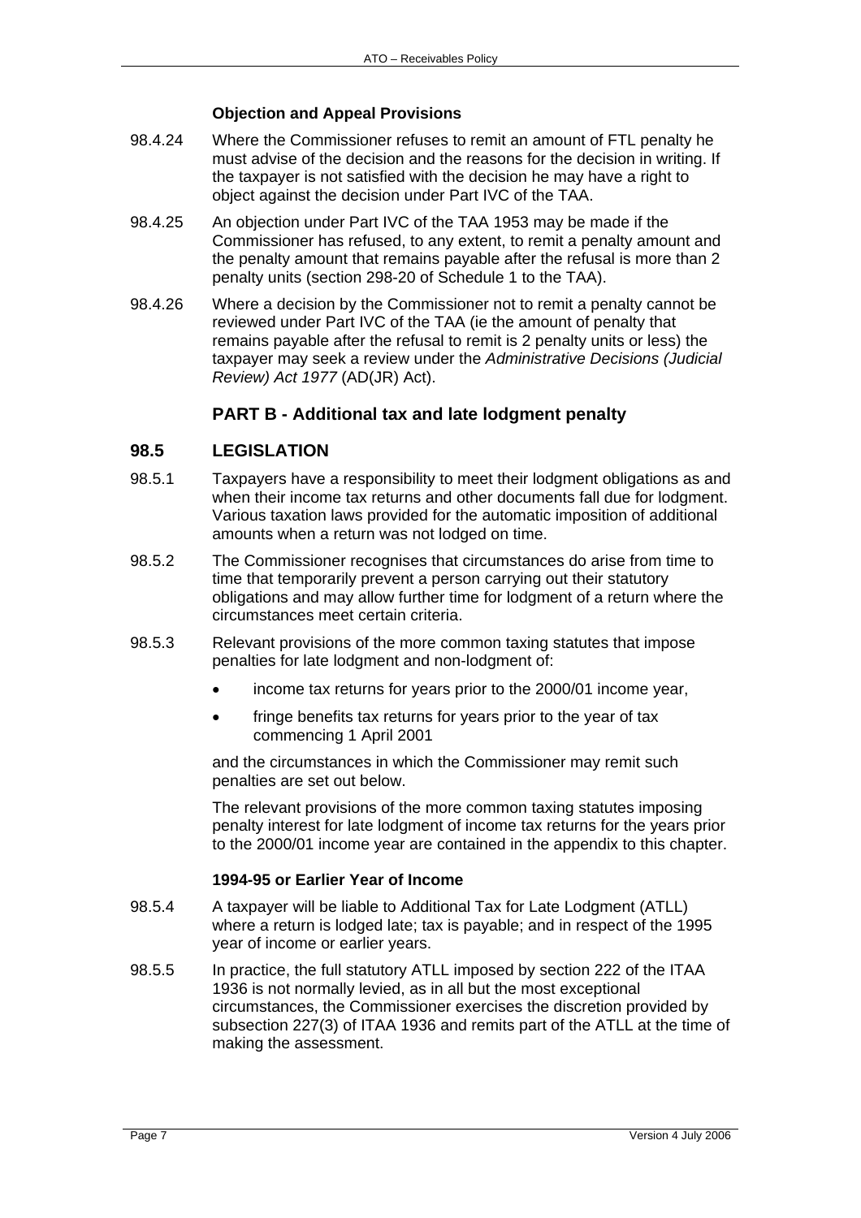#### Objection and Appeal Provisions

98.4.24 Where the Commissioner refuses to remit an amount of FTL penalty he must advise of the decision and the reasons for the decision in writing. If the taxpayer is not satisfied with the decision he may have a right to object against the decision under Part IVC of the TAA.

98.4.25 An objection under Part IVC of the TAA 1953 may be made if the Commissioner has refused, to any extent, to remit a penalty amount and the penalty amount that remains payable after the refusal is more than 2 penalty units (section 298-20 of Schedule 1 to the TAA).

98.4.26 Where a decision by the Commissioner not to remit a penalty cannot be reviewed under Part IVC of the TAA (ie the amount of penalty that remains payable after the refusal to remit is 2 penalty units or less) the taxpayer may seek a review under the *Administrative Decisions (Judicial Review) Act 1977* (AD(JR) Act).

## PART B - Additional tax and late lodgment penalty

## 98.5 LEGISLATION

98.5.1 Taxpayers have a responsibility to meet their lodgment obligations as and when their income tax returns and other documents fall due for lodgment. Various taxation laws provided for the automatic imposition of additional amounts when a return was not lodged on time.

98.5.2 The Commissioner recognises that circumstances do arise from time to time that temporarily prevent a person carrying out their statutory obligations and may allow further time for lodgment of a return where the circumstances meet certain criteria.

98.5.3 Relevant provisions of the more common taxing statutes that impose penalties for late lodgment and non-lodgment of:

- income tax returns for years prior to the 2000/01 income year,
- fringe benefits tax returns for years prior to the year of tax commencing 1 April 2001

and the circumstances in which the Commissioner may remit such penalties are set out below.

The relevant provisions of the more common taxing statutes imposing penalty interest for late lodgment of income tax returns for the years prior to the 2000/01 income year are contained in the appendix to this chapter.

#### 1994-95 or Earlier Year of Income

98.5.4 A taxpayer will be liable to Additional Tax for Late Lodgment (ATLL) where a return is lodged late; tax is payable; and in respect of the 1995 year of income or earlier years.

98.5.5 In practice, the full statutory ATLL imposed by section 222 of the ITAA 1936 is not normally levied, as in all but the most exceptional circumstances, the Commissioner exercises the discretion provided by subsection 227(3) of ITAA 1936 and remits part of the ATLL at the time of making the assessment.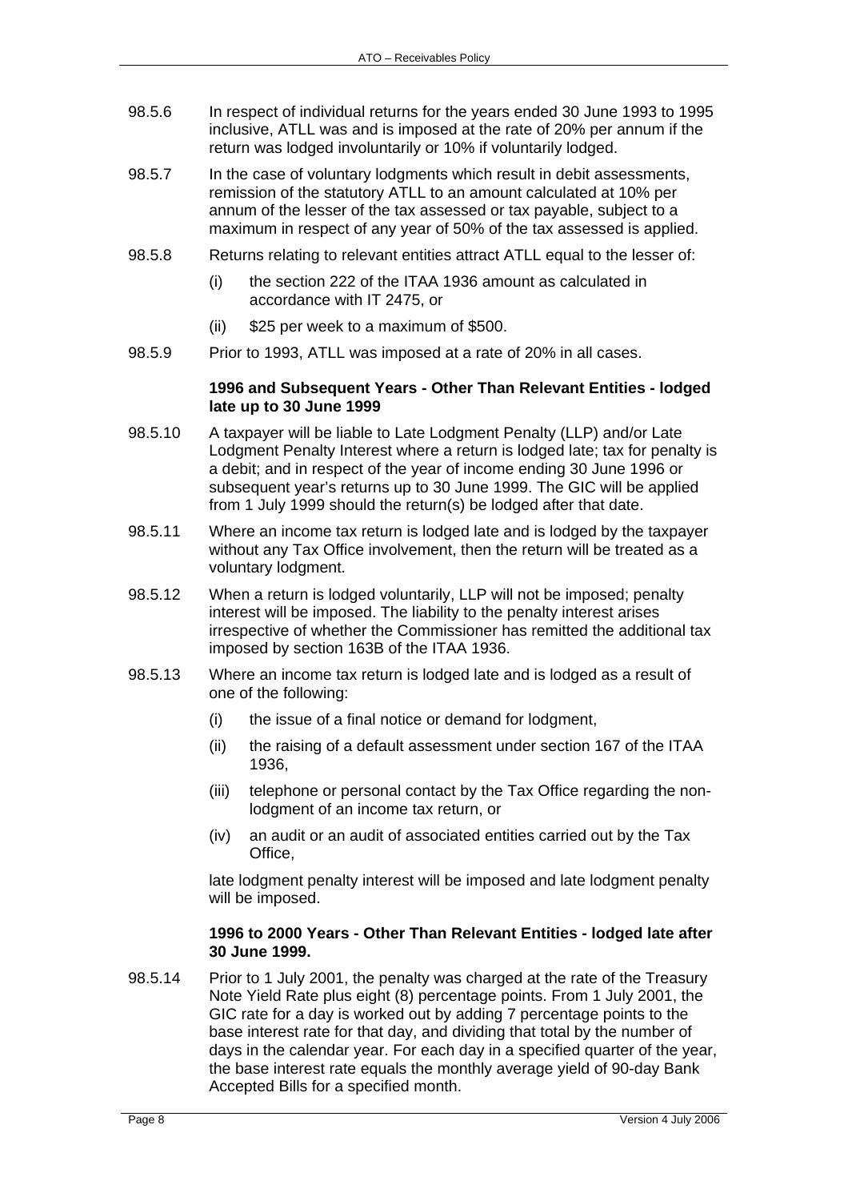98.5.6 In respect of individual returns for the years ended 30 June 1993 to 1995 inclusive, ATLL was and is imposed at the rate of 20% per annum if the return was lodged involuntarily or 10% if voluntarily lodged.

98.5.7 In the case of voluntary lodgments which result in debit assessments, remission of the statutory ATLL to an amount calculated at 10% per annum of the lesser of the tax assessed or tax payable, subject to a maximum in respect of any year of 50% of the tax assessed is applied.

98.5.8 Returns relating to relevant entities attract ATLL equal to the lesser of:

(i) the section 222 of the ITAA 1936 amount as calculated in accordance with IT 2475, or

(ii) $25 per week to a maximum of $500.

98.5.9 Prior to 1993, ATLL was imposed at a rate of 20% in all cases.

**1996 and Subsequent Years - Other Than Relevant Entities - lodged late up to 30 June 1999**

98.5.10 A taxpayer will be liable to Late Lodgment Penalty (LLP) and/or Late Lodgment Penalty Interest where a return is lodged late; tax for penalty is a debit; and in respect of the year of income ending 30 June 1996 or subsequent year's returns up to 30 June 1999. The GIC will be applied from 1 July 1999 should the return(s) be lodged after that date.

98.5.11 Where an income tax return is lodged late and is lodged by the taxpayer without any Tax Office involvement, then the return will be treated as a voluntary lodgment.

98.5.12 When a return is lodged voluntarily, LLP will not be imposed; penalty interest will be imposed. The liability to the penalty interest arises irrespective of whether the Commissioner has remitted the additional tax imposed by section 163B of the ITAA 1936.

98.5.13 Where an income tax return is lodged late and is lodged as a result of one of the following:

(i) the issue of a final notice or demand for lodgment,

(ii) the raising of a default assessment under section 167 of the ITAA 1936,

(iii) telephone or personal contact by the Tax Office regarding the non-lodgment of an income tax return, or

(iv) an audit or an audit of associated entities carried out by the Tax Office,

late lodgment penalty interest will be imposed and late lodgment penalty will be imposed.

**1996 to 2000 Years - Other Than Relevant Entities - lodged late after 30 June 1999.**

98.5.14 Prior to 1 July 2001, the penalty was charged at the rate of the Treasury Note Yield Rate plus eight (8) percentage points. From 1 July 2001, the GIC rate for a day is worked out by adding 7 percentage points to the base interest rate for that day, and dividing that total by the number of days in the calendar year. For each day in a specified quarter of the year, the base interest rate equals the monthly average yield of 90-day Bank Accepted Bills for a specified month.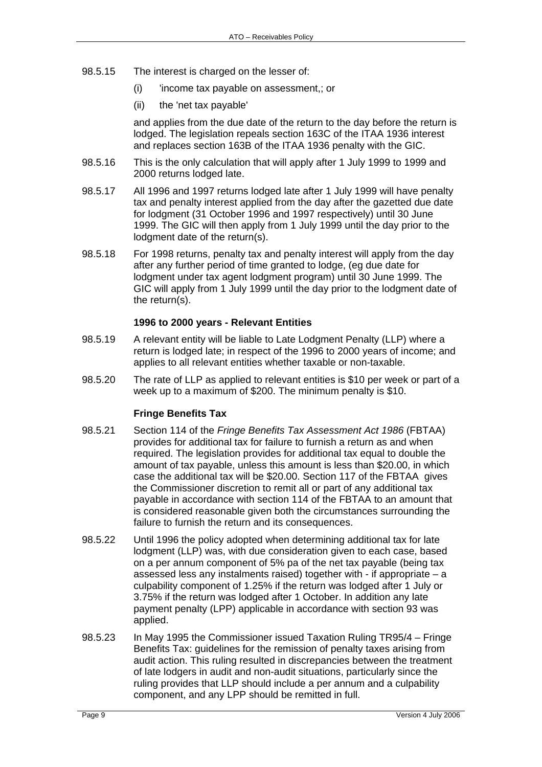98.5.15 The interest is charged on the lesser of:

(i) 'income tax payable on assessment,; or

(ii) the 'net tax payable'

and applies from the due date of the return to the day before the return is lodged. The legislation repeals section 163C of the ITAA 1936 interest and replaces section 163B of the ITAA 1936 penalty with the GIC.

98.5.16 This is the only calculation that will apply after 1 July 1999 to 1999 and 2000 returns lodged late.

98.5.17 All 1996 and 1997 returns lodged late after 1 July 1999 will have penalty tax and penalty interest applied from the day after the gazetted due date for lodgment (31 October 1996 and 1997 respectively) until 30 June 1999. The GIC will then apply from 1 July 1999 until the day prior to the lodgment date of the return(s).

98.5.18 For 1998 returns, penalty tax and penalty interest will apply from the day after any further period of time granted to lodge, (eg due date for lodgment under tax agent lodgment program) until 30 June 1999. The GIC will apply from 1 July 1999 until the day prior to the lodgment date of the return(s).

**1996 to 2000 years - Relevant Entities**

98.5.19 A relevant entity will be liable to Late Lodgment Penalty (LLP) where a return is lodged late; in respect of the 1996 to 2000 years of income; and applies to all relevant entities whether taxable or non-taxable.

98.5.20 The rate of LLP as applied to relevant entities is $10 per week or part of a week up to a maximum of $200. The minimum penalty is $10.

**Fringe Benefits Tax**

98.5.21 Section 114 of the *Fringe Benefits Tax Assessment Act 1986* (FBTAA) provides for additional tax for failure to furnish a return as and when required. The legislation provides for additional tax equal to double the amount of tax payable, unless this amount is less than $20.00, in which case the additional tax will be $20.00. Section 117 of the FBTAA gives the Commissioner discretion to remit all or part of any additional tax payable in accordance with section 114 of the FBTAA to an amount that is considered reasonable given both the circumstances surrounding the failure to furnish the return and its consequences.

98.5.22 Until 1996 the policy adopted when determining additional tax for late lodgment (LLP) was, with due consideration given to each case, based on a per annum component of 5% pa of the net tax payable (being tax assessed less any instalments raised) together with - if appropriate – a culpability component of 1.25% if the return was lodged after 1 July or 3.75% if the return was lodged after 1 October. In addition any late payment penalty (LPP) applicable in accordance with section 93 was applied.

98.5.23 In May 1995 the Commissioner issued Taxation Ruling TR95/4 – Fringe Benefits Tax: guidelines for the remission of penalty taxes arising from audit action. This ruling resulted in discrepancies between the treatment of late lodgers in audit and non-audit situations, particularly since the ruling provides that LLP should include a per annum and a culpability component, and any LPP should be remitted in full.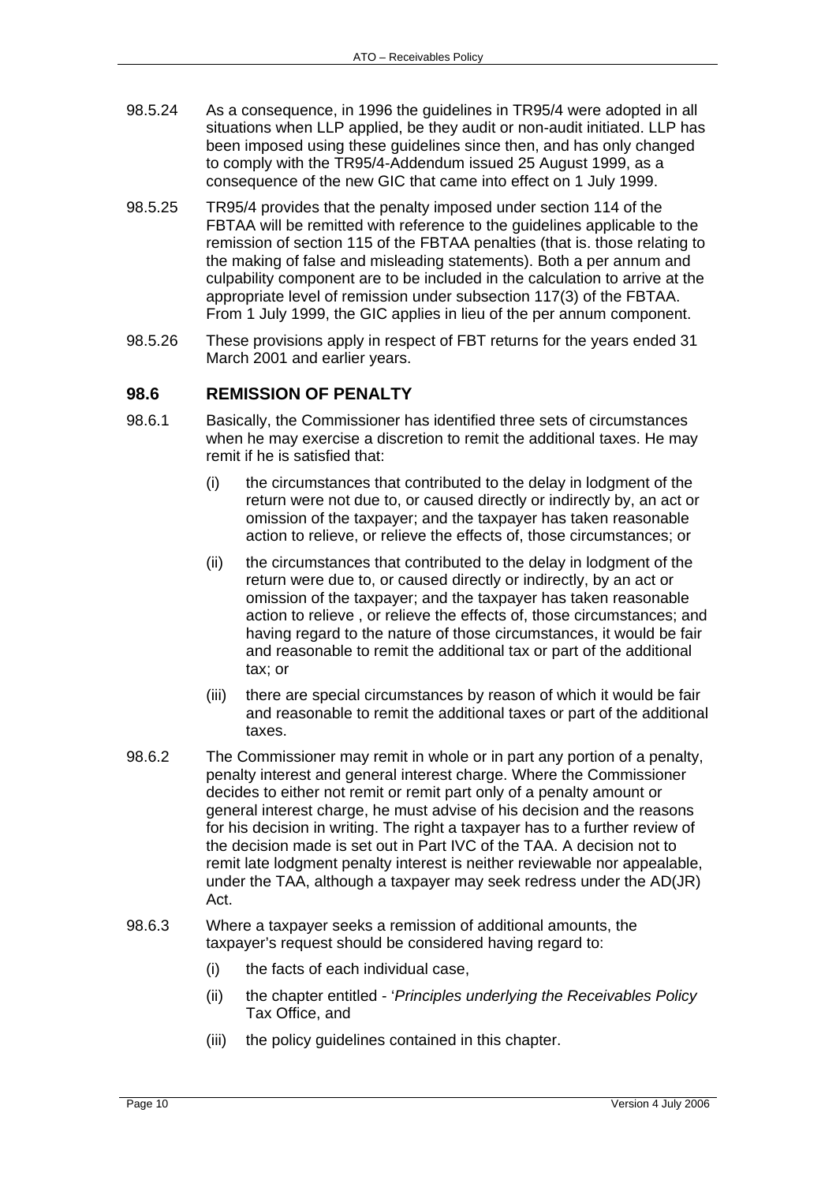98.5.24 As a consequence, in 1996 the guidelines in TR95/4 were adopted in all situations when LLP applied, be they audit or non-audit initiated. LLP has been imposed using these guidelines since then, and has only changed to comply with the TR95/4-Addendum issued 25 August 1999, as a consequence of the new GIC that came into effect on 1 July 1999.

98.5.25 TR95/4 provides that the penalty imposed under section 114 of the FBTAA will be remitted with reference to the guidelines applicable to the remission of section 115 of the FBTAA penalties (that is. those relating to the making of false and misleading statements). Both a per annum and culpability component are to be included in the calculation to arrive at the appropriate level of remission under subsection 117(3) of the FBTAA. From 1 July 1999, the GIC applies in lieu of the per annum component.

98.5.26 These provisions apply in respect of FBT returns for the years ended 31 March 2001 and earlier years.

## 98.6 REMISSION OF PENALTY

98.6.1 Basically, the Commissioner has identified three sets of circumstances when he may exercise a discretion to remit the additional taxes. He may remit if he is satisfied that:

- (i) the circumstances that contributed to the delay in lodgment of the return were not due to, or caused directly or indirectly by, an act or omission of the taxpayer; and the taxpayer has taken reasonable action to relieve, or relieve the effects of, those circumstances; or
- (ii) the circumstances that contributed to the delay in lodgment of the return were due to, or caused directly or indirectly, by an act or omission of the taxpayer; and the taxpayer has taken reasonable action to relieve , or relieve the effects of, those circumstances; and having regard to the nature of those circumstances, it would be fair and reasonable to remit the additional tax or part of the additional tax; or
- (iii) there are special circumstances by reason of which it would be fair and reasonable to remit the additional taxes or part of the additional taxes.

98.6.2 The Commissioner may remit in whole or in part any portion of a penalty, penalty interest and general interest charge. Where the Commissioner decides to either not remit or remit part only of a penalty amount or general interest charge, he must advise of his decision and the reasons for his decision in writing. The right a taxpayer has to a further review of the decision made is set out in Part IVC of the TAA. A decision not to remit late lodgment penalty interest is neither reviewable nor appealable, under the TAA, although a taxpayer may seek redress under the AD(JR) Act.

98.6.3 Where a taxpayer seeks a remission of additional amounts, the taxpayer's request should be considered having regard to:

- (i) the facts of each individual case,
- (ii) the chapter entitled - '*Principles underlying the Receivables Policy* Tax Office, and
- (iii) the policy guidelines contained in this chapter.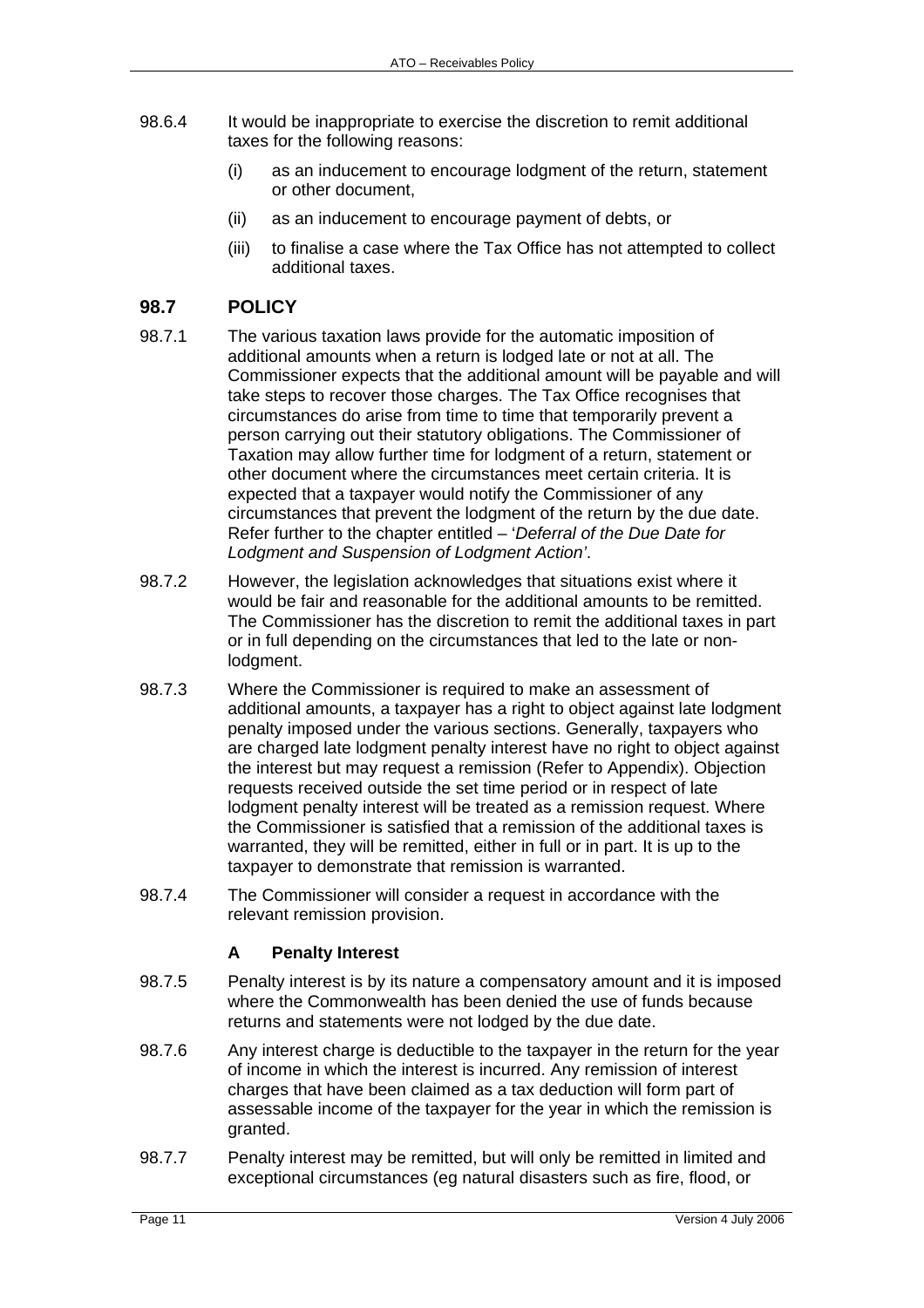98.6.4 It would be inappropriate to exercise the discretion to remit additional taxes for the following reasons:

(i) as an inducement to encourage lodgment of the return, statement or other document,

(ii) as an inducement to encourage payment of debts, or

(iii) to finalise a case where the Tax Office has not attempted to collect additional taxes.

## 98.7 POLICY

98.7.1 The various taxation laws provide for the automatic imposition of additional amounts when a return is lodged late or not at all. The Commissioner expects that the additional amount will be payable and will take steps to recover those charges. The Tax Office recognises that circumstances do arise from time to time that temporarily prevent a person carrying out their statutory obligations. The Commissioner of Taxation may allow further time for lodgment of a return, statement or other document where the circumstances meet certain criteria. It is expected that a taxpayer would notify the Commissioner of any circumstances that prevent the lodgment of the return by the due date. Refer further to the chapter entitled – '*Deferral of the Due Date for Lodgment and Suspension of Lodgment Action'*.

98.7.2 However, the legislation acknowledges that situations exist where it would be fair and reasonable for the additional amounts to be remitted. The Commissioner has the discretion to remit the additional taxes in part or in full depending on the circumstances that led to the late or non-lodgment.

98.7.3 Where the Commissioner is required to make an assessment of additional amounts, a taxpayer has a right to object against late lodgment penalty imposed under the various sections. Generally, taxpayers who are charged late lodgment penalty interest have no right to object against the interest but may request a remission (Refer to Appendix). Objection requests received outside the set time period or in respect of late lodgment penalty interest will be treated as a remission request. Where the Commissioner is satisfied that a remission of the additional taxes is warranted, they will be remitted, either in full or in part. It is up to the taxpayer to demonstrate that remission is warranted.

98.7.4 The Commissioner will consider a request in accordance with the relevant remission provision.

### A Penalty Interest

98.7.5 Penalty interest is by its nature a compensatory amount and it is imposed where the Commonwealth has been denied the use of funds because returns and statements were not lodged by the due date.

98.7.6 Any interest charge is deductible to the taxpayer in the return for the year of income in which the interest is incurred. Any remission of interest charges that have been claimed as a tax deduction will form part of assessable income of the taxpayer for the year in which the remission is granted.

98.7.7 Penalty interest may be remitted, but will only be remitted in limited and exceptional circumstances (eg natural disasters such as fire, flood, or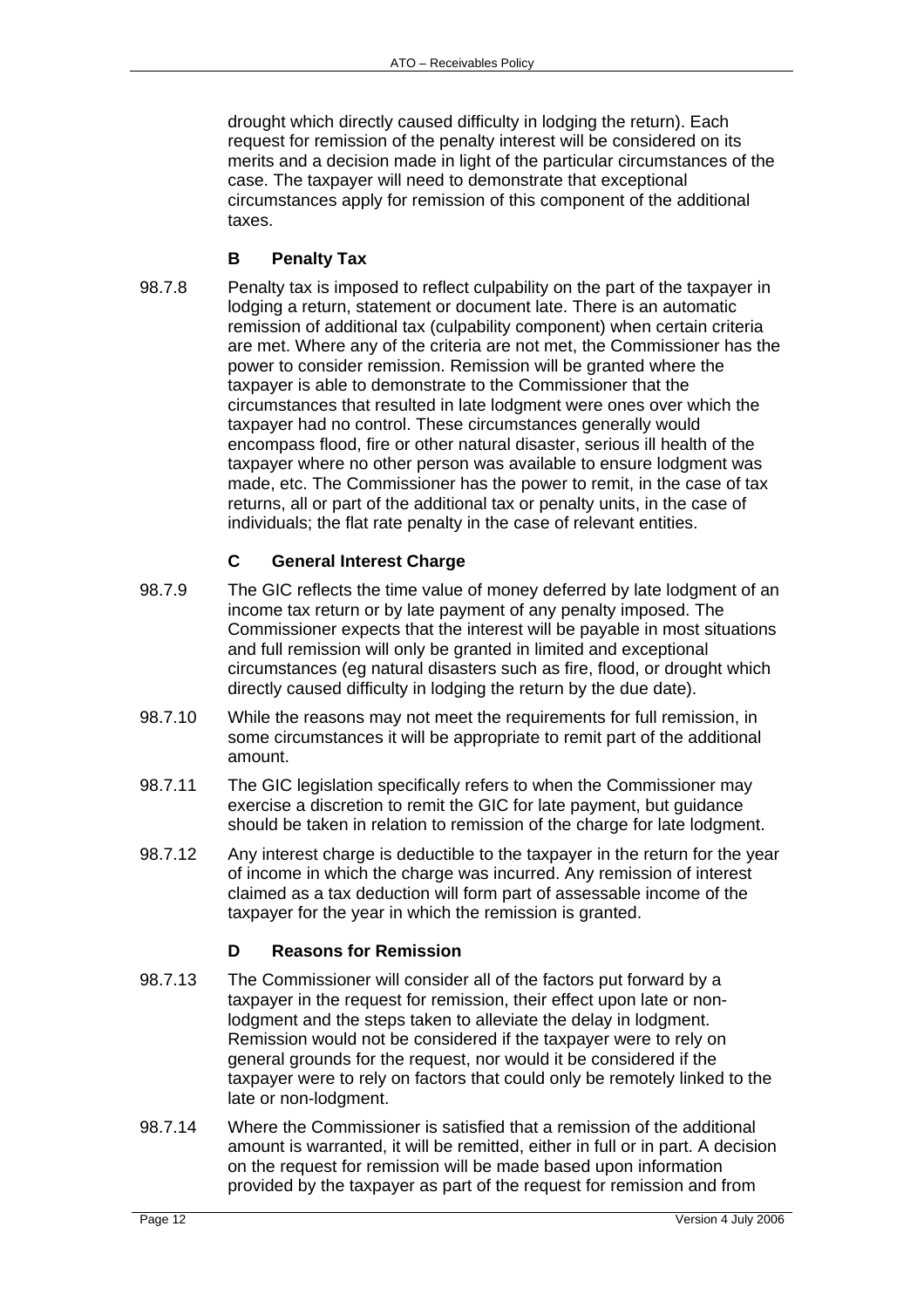drought which directly caused difficulty in lodging the return). Each request for remission of the penalty interest will be considered on its merits and a decision made in light of the particular circumstances of the case. The taxpayer will need to demonstrate that exceptional circumstances apply for remission of this component of the additional taxes.

### B Penalty Tax

98.7.8 Penalty tax is imposed to reflect culpability on the part of the taxpayer in lodging a return, statement or document late. There is an automatic remission of additional tax (culpability component) when certain criteria are met. Where any of the criteria are not met, the Commissioner has the power to consider remission. Remission will be granted where the taxpayer is able to demonstrate to the Commissioner that the circumstances that resulted in late lodgment were ones over which the taxpayer had no control. These circumstances generally would encompass flood, fire or other natural disaster, serious ill health of the taxpayer where no other person was available to ensure lodgment was made, etc. The Commissioner has the power to remit, in the case of tax returns, all or part of the additional tax or penalty units, in the case of individuals; the flat rate penalty in the case of relevant entities.

### C General Interest Charge

98.7.9 The GIC reflects the time value of money deferred by late lodgment of an income tax return or by late payment of any penalty imposed. The Commissioner expects that the interest will be payable in most situations and full remission will only be granted in limited and exceptional circumstances (eg natural disasters such as fire, flood, or drought which directly caused difficulty in lodging the return by the due date).

98.7.10 While the reasons may not meet the requirements for full remission, in some circumstances it will be appropriate to remit part of the additional amount.

98.7.11 The GIC legislation specifically refers to when the Commissioner may exercise a discretion to remit the GIC for late payment, but guidance should be taken in relation to remission of the charge for late lodgment.

98.7.12 Any interest charge is deductible to the taxpayer in the return for the year of income in which the charge was incurred. Any remission of interest claimed as a tax deduction will form part of assessable income of the taxpayer for the year in which the remission is granted.

### D Reasons for Remission

98.7.13 The Commissioner will consider all of the factors put forward by a taxpayer in the request for remission, their effect upon late or non-lodgment and the steps taken to alleviate the delay in lodgment. Remission would not be considered if the taxpayer were to rely on general grounds for the request, nor would it be considered if the taxpayer were to rely on factors that could only be remotely linked to the late or non-lodgment.

98.7.14 Where the Commissioner is satisfied that a remission of the additional amount is warranted, it will be remitted, either in full or in part. A decision on the request for remission will be made based upon information provided by the taxpayer as part of the request for remission and from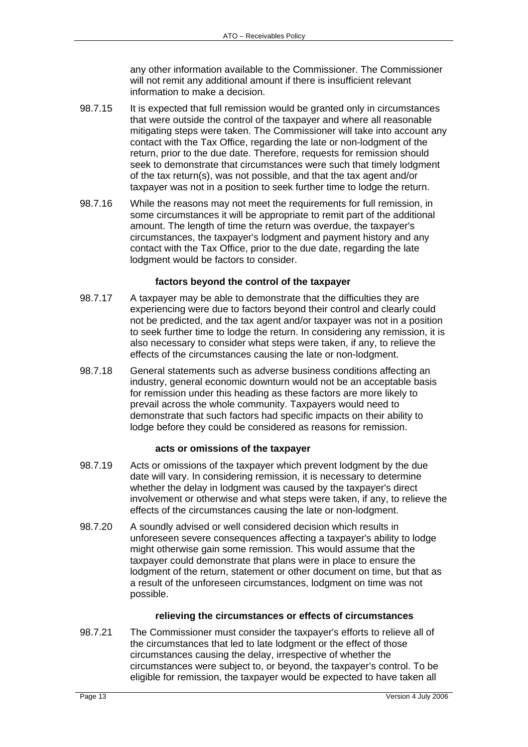any other information available to the Commissioner. The Commissioner will not remit any additional amount if there is insufficient relevant information to make a decision.

98.7.15 It is expected that full remission would be granted only in circumstances that were outside the control of the taxpayer and where all reasonable mitigating steps were taken. The Commissioner will take into account any contact with the Tax Office, regarding the late or non-lodgment of the return, prior to the due date. Therefore, requests for remission should seek to demonstrate that circumstances were such that timely lodgment of the tax return(s), was not possible, and that the tax agent and/or taxpayer was not in a position to seek further time to lodge the return.

98.7.16 While the reasons may not meet the requirements for full remission, in some circumstances it will be appropriate to remit part of the additional amount. The length of time the return was overdue, the taxpayer's circumstances, the taxpayer's lodgment and payment history and any contact with the Tax Office, prior to the due date, regarding the late lodgment would be factors to consider.

#### factors beyond the control of the taxpayer

98.7.17 A taxpayer may be able to demonstrate that the difficulties they are experiencing were due to factors beyond their control and clearly could not be predicted, and the tax agent and/or taxpayer was not in a position to seek further time to lodge the return. In considering any remission, it is also necessary to consider what steps were taken, if any, to relieve the effects of the circumstances causing the late or non-lodgment.

98.7.18 General statements such as adverse business conditions affecting an industry, general economic downturn would not be an acceptable basis for remission under this heading as these factors are more likely to prevail across the whole community. Taxpayers would need to demonstrate that such factors had specific impacts on their ability to lodge before they could be considered as reasons for remission.

#### acts or omissions of the taxpayer

98.7.19 Acts or omissions of the taxpayer which prevent lodgment by the due date will vary. In considering remission, it is necessary to determine whether the delay in lodgment was caused by the taxpayer's direct involvement or otherwise and what steps were taken, if any, to relieve the effects of the circumstances causing the late or non-lodgment.

98.7.20 A soundly advised or well considered decision which results in unforeseen severe consequences affecting a taxpayer's ability to lodge might otherwise gain some remission. This would assume that the taxpayer could demonstrate that plans were in place to ensure the lodgment of the return, statement or other document on time, but that as a result of the unforeseen circumstances, lodgment on time was not possible.

#### relieving the circumstances or effects of circumstances

98.7.21 The Commissioner must consider the taxpayer's efforts to relieve all of the circumstances that led to late lodgment or the effect of those circumstances causing the delay, irrespective of whether the circumstances were subject to, or beyond, the taxpayer's control. To be eligible for remission, the taxpayer would be expected to have taken all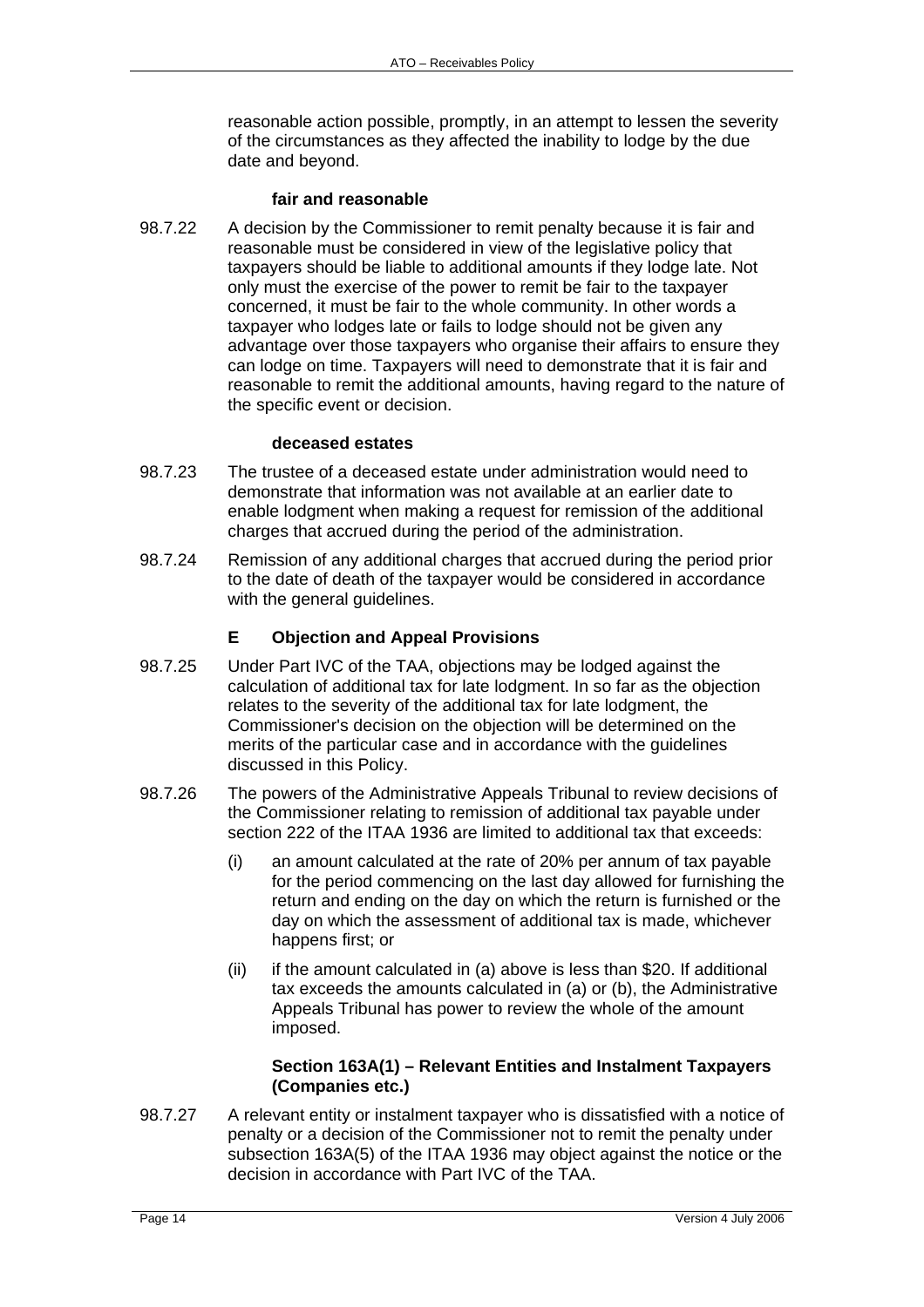reasonable action possible, promptly, in an attempt to lessen the severity of the circumstances as they affected the inability to lodge by the due date and beyond.

**fair and reasonable**

98.7.22 A decision by the Commissioner to remit penalty because it is fair and reasonable must be considered in view of the legislative policy that taxpayers should be liable to additional amounts if they lodge late. Not only must the exercise of the power to remit be fair to the taxpayer concerned, it must be fair to the whole community. In other words a taxpayer who lodges late or fails to lodge should not be given any advantage over those taxpayers who organise their affairs to ensure they can lodge on time. Taxpayers will need to demonstrate that it is fair and reasonable to remit the additional amounts, having regard to the nature of the specific event or decision.

**deceased estates**

98.7.23 The trustee of a deceased estate under administration would need to demonstrate that information was not available at an earlier date to enable lodgment when making a request for remission of the additional charges that accrued during the period of the administration.

98.7.24 Remission of any additional charges that accrued during the period prior to the date of death of the taxpayer would be considered in accordance with the general guidelines.

## E Objection and Appeal Provisions

98.7.25 Under Part IVC of the TAA, objections may be lodged against the calculation of additional tax for late lodgment. In so far as the objection relates to the severity of the additional tax for late lodgment, the Commissioner's decision on the objection will be determined on the merits of the particular case and in accordance with the guidelines discussed in this Policy.

98.7.26 The powers of the Administrative Appeals Tribunal to review decisions of the Commissioner relating to remission of additional tax payable under section 222 of the ITAA 1936 are limited to additional tax that exceeds:

(i) an amount calculated at the rate of 20% per annum of tax payable for the period commencing on the last day allowed for furnishing the return and ending on the day on which the return is furnished or the day on which the assessment of additional tax is made, whichever happens first; or

(ii) if the amount calculated in (a) above is less than $20. If additional tax exceeds the amounts calculated in (a) or (b), the Administrative Appeals Tribunal has power to review the whole of the amount imposed.

**Section 163A(1) – Relevant Entities and Instalment Taxpayers (Companies etc.)**

98.7.27 A relevant entity or instalment taxpayer who is dissatisfied with a notice of penalty or a decision of the Commissioner not to remit the penalty under subsection 163A(5) of the ITAA 1936 may object against the notice or the decision in accordance with Part IVC of the TAA.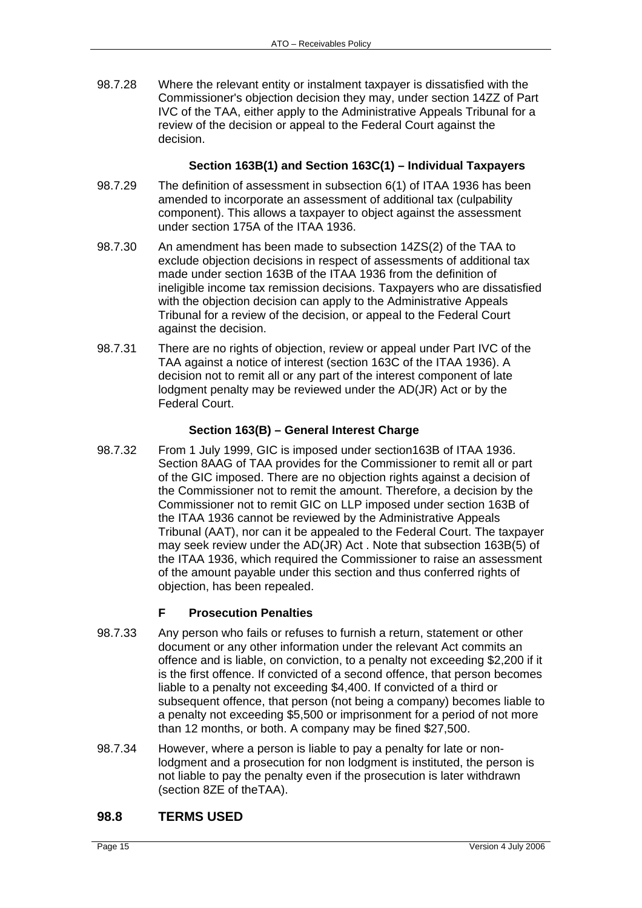98.7.28 Where the relevant entity or instalment taxpayer is dissatisfied with the Commissioner's objection decision they may, under section 14ZZ of Part IVC of the TAA, either apply to the Administrative Appeals Tribunal for a review of the decision or appeal to the Federal Court against the decision.

#### Section 163B(1) and Section 163C(1) – Individual Taxpayers

98.7.29 The definition of assessment in subsection 6(1) of ITAA 1936 has been amended to incorporate an assessment of additional tax (culpability component). This allows a taxpayer to object against the assessment under section 175A of the ITAA 1936.

98.7.30 An amendment has been made to subsection 14ZS(2) of the TAA to exclude objection decisions in respect of assessments of additional tax made under section 163B of the ITAA 1936 from the definition of ineligible income tax remission decisions. Taxpayers who are dissatisfied with the objection decision can apply to the Administrative Appeals Tribunal for a review of the decision, or appeal to the Federal Court against the decision.

98.7.31 There are no rights of objection, review or appeal under Part IVC of the TAA against a notice of interest (section 163C of the ITAA 1936). A decision not to remit all or any part of the interest component of late lodgment penalty may be reviewed under the AD(JR) Act or by the Federal Court.

#### Section 163(B) – General Interest Charge

98.7.32 From 1 July 1999, GIC is imposed under section163B of ITAA 1936. Section 8AAG of TAA provides for the Commissioner to remit all or part of the GIC imposed. There are no objection rights against a decision of the Commissioner not to remit the amount. Therefore, a decision by the Commissioner not to remit GIC on LLP imposed under section 163B of the ITAA 1936 cannot be reviewed by the Administrative Appeals Tribunal (AAT), nor can it be appealed to the Federal Court. The taxpayer may seek review under the AD(JR) Act . Note that subsection 163B(5) of the ITAA 1936, which required the Commissioner to raise an assessment of the amount payable under this section and thus conferred rights of objection, has been repealed.

### F Prosecution Penalties

98.7.33 Any person who fails or refuses to furnish a return, statement or other document or any other information under the relevant Act commits an offence and is liable, on conviction, to a penalty not exceeding $2,200 if it is the first offence. If convicted of a second offence, that person becomes liable to a penalty not exceeding $4,400. If convicted of a third or subsequent offence, that person (not being a company) becomes liable to a penalty not exceeding $5,500 or imprisonment for a period of not more than 12 months, or both. A company may be fined $27,500.

98.7.34 However, where a person is liable to pay a penalty for late or non-lodgment and a prosecution for non lodgment is instituted, the person is not liable to pay the penalty even if the prosecution is later withdrawn (section 8ZE of theTAA).

## 98.8 TERMS USED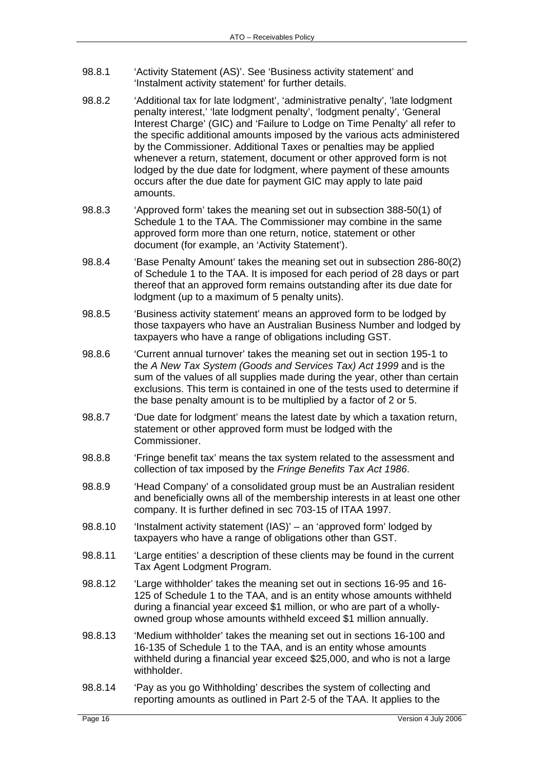98.8.1 'Activity Statement (AS)'. See 'Business activity statement' and 'Instalment activity statement' for further details.

98.8.2 'Additional tax for late lodgment', 'administrative penalty', 'late lodgment penalty interest,' 'late lodgment penalty', 'lodgment penalty', 'General Interest Charge' (GIC) and 'Failure to Lodge on Time Penalty' all refer to the specific additional amounts imposed by the various acts administered by the Commissioner. Additional Taxes or penalties may be applied whenever a return, statement, document or other approved form is not lodged by the due date for lodgment, where payment of these amounts occurs after the due date for payment GIC may apply to late paid amounts.

98.8.3 'Approved form' takes the meaning set out in subsection 388-50(1) of Schedule 1 to the TAA. The Commissioner may combine in the same approved form more than one return, notice, statement or other document (for example, an 'Activity Statement').

98.8.4 'Base Penalty Amount' takes the meaning set out in subsection 286-80(2) of Schedule 1 to the TAA. It is imposed for each period of 28 days or part thereof that an approved form remains outstanding after its due date for lodgment (up to a maximum of 5 penalty units).

98.8.5 'Business activity statement' means an approved form to be lodged by those taxpayers who have an Australian Business Number and lodged by taxpayers who have a range of obligations including GST.

98.8.6 'Current annual turnover' takes the meaning set out in section 195-1 to the *A New Tax System (Goods and Services Tax) Act 1999* and is the sum of the values of all supplies made during the year, other than certain exclusions. This term is contained in one of the tests used to determine if the base penalty amount is to be multiplied by a factor of 2 or 5.

98.8.7 'Due date for lodgment' means the latest date by which a taxation return, statement or other approved form must be lodged with the Commissioner.

98.8.8 'Fringe benefit tax' means the tax system related to the assessment and collection of tax imposed by the *Fringe Benefits Tax Act 1986*.

98.8.9 'Head Company' of a consolidated group must be an Australian resident and beneficially owns all of the membership interests in at least one other company. It is further defined in sec 703-15 of ITAA 1997.

98.8.10 'Instalment activity statement (IAS)' – an 'approved form' lodged by taxpayers who have a range of obligations other than GST.

98.8.11 'Large entities' a description of these clients may be found in the current Tax Agent Lodgment Program.

98.8.12 'Large withholder' takes the meaning set out in sections 16-95 and 16-125 of Schedule 1 to the TAA, and is an entity whose amounts withheld during a financial year exceed $1 million, or who are part of a wholly-owned group whose amounts withheld exceed $1 million annually.

98.8.13 'Medium withholder' takes the meaning set out in sections 16-100 and 16-135 of Schedule 1 to the TAA, and is an entity whose amounts withheld during a financial year exceed $25,000, and who is not a large withholder.

98.8.14 'Pay as you go Withholding' describes the system of collecting and reporting amounts as outlined in Part 2-5 of the TAA. It applies to the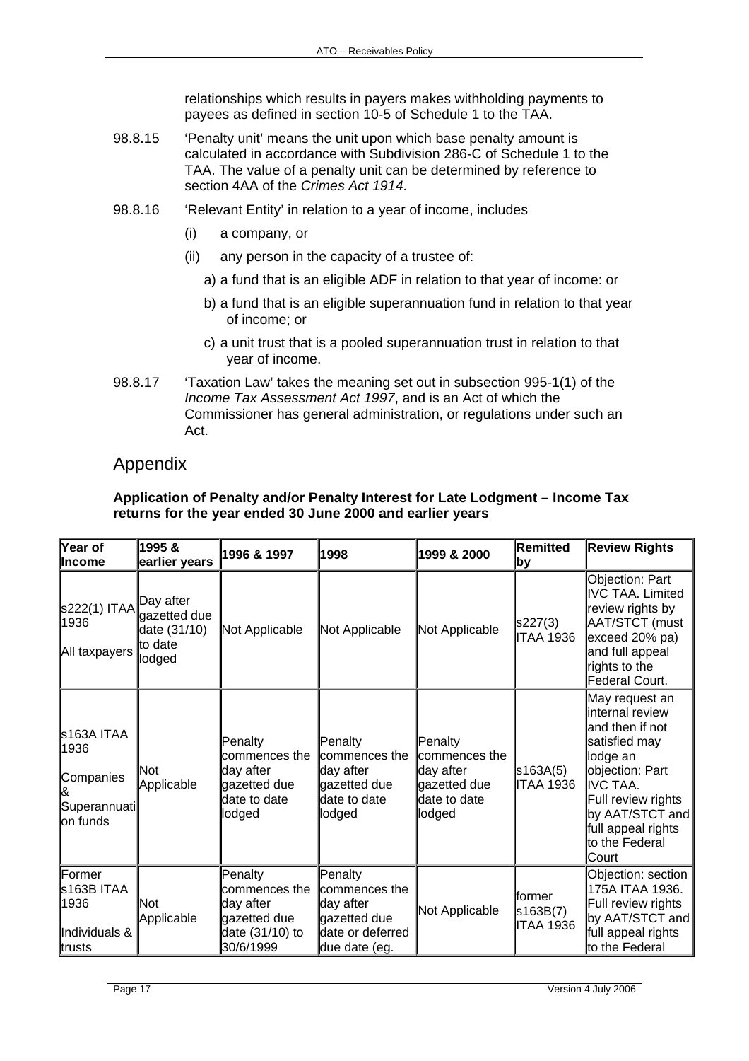relationships which results in payers makes withholding payments to payees as defined in section 10-5 of Schedule 1 to the TAA.

98.8.15 'Penalty unit' means the unit upon which base penalty amount is calculated in accordance with Subdivision 286-C of Schedule 1 to the TAA. The value of a penalty unit can be determined by reference to section 4AA of the *Crimes Act 1914*.

98.8.16 'Relevant Entity' in relation to a year of income, includes

(i) a company, or

(ii) any person in the capacity of a trustee of:

a) a fund that is an eligible ADF in relation to that year of income: or

b) a fund that is an eligible superannuation fund in relation to that year of income; or

c) a unit trust that is a pooled superannuation trust in relation to that year of income.

98.8.17 'Taxation Law' takes the meaning set out in subsection 995-1(1) of the *Income Tax Assessment Act 1997*, and is an Act of which the Commissioner has general administration, or regulations under such an Act.

## Appendix

**Application of Penalty and/or Penalty Interest for Late Lodgment – Income Tax returns for the year ended 30 June 2000 and earlier years**

| Year of Income | 1995 & earlier years | 1996 & 1997 | 1998 | 1999 & 2000 | Remitted by | Review Rights |
|---|---|---|---|---|---|---|
| s222(1) ITAA 1936<br><br>All taxpayers | Day after gazetted due date (31/10) to date lodged | Not Applicable | Not Applicable | Not Applicable | s227(3) ITAA 1936 | Objection: Part IVC TAA. Limited review rights by AAT/STCT (must exceed 20% pa) and full appeal rights to the Federal Court. |
| s163A ITAA 1936<br><br>Companies & Superannuation funds | Not Applicable | Penalty commences the day after gazetted due date to date lodged | Penalty commences the day after gazetted due date to date lodged | Penalty commences the day after gazetted due date to date lodged | s163A(5) ITAA 1936 | May request an internal review and then if not satisfied may lodge an objection: Part IVC TAA. Full review rights by AAT/STCT and full appeal rights to the Federal Court |
| Former s163B ITAA 1936<br><br>Individuals & trusts | Not Applicable | Penalty commences the day after gazetted due date (31/10) to 30/6/1999 | Penalty commences the day after gazetted due date or deferred due date (eg. | Not Applicable | former s163B(7) ITAA 1936 | Objection: section 175A ITAA 1936. Full review rights by AAT/STCT and full appeal rights to the Federal |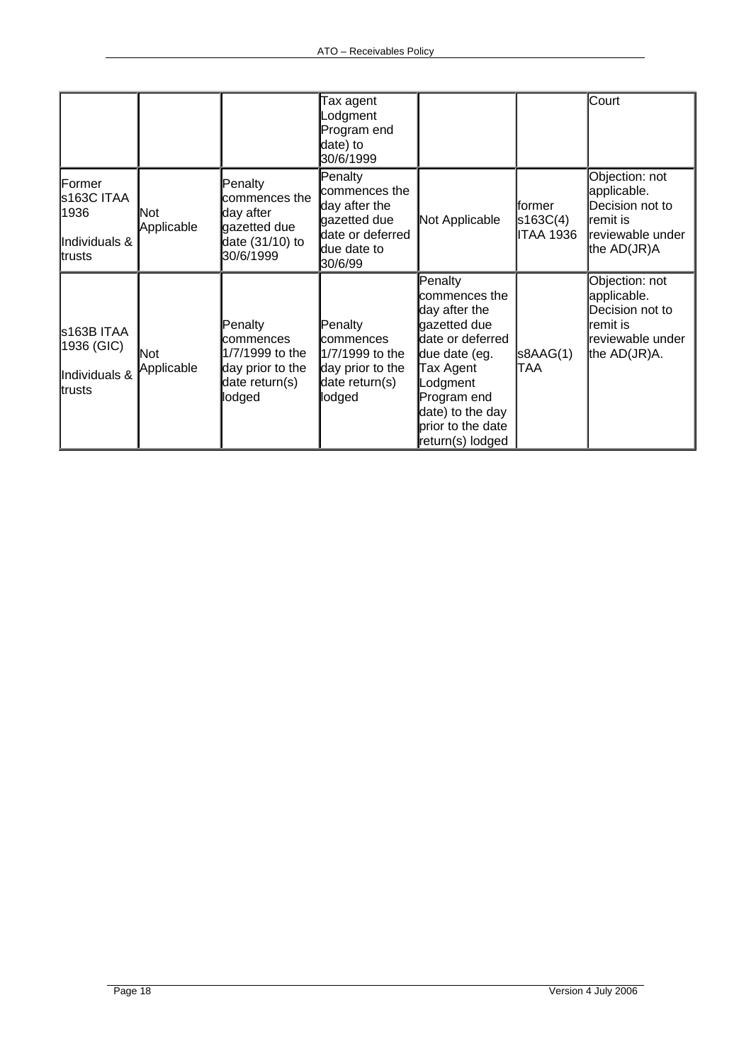| | | | Tax agent Lodgment Program end date) to 30/6/1999 | | | Court |
|---|---|---|---|---|---|---|
| Former s163C ITAA 1936 Individuals & trusts | Not Applicable | Penalty commences the day after gazetted due date (31/10) to 30/6/1999 | Penalty commences the day after the gazetted due date or deferred due date to 30/6/99 | Not Applicable | former s163C(4) ITAA 1936 | Objection: not applicable. Decision not to remit is reviewable under the AD(JR)A |
| s163B ITAA 1936 (GIC) Individuals & trusts | Not Applicable | Penalty commences 1/7/1999 to the day prior to the date return(s) lodged | Penalty commences 1/7/1999 to the day prior to the date return(s) lodged | Penalty commences the day after the gazetted due date or deferred due date (eg. Tax Agent Lodgment Program end date) to the day prior to the date return(s) lodged | s8AAG(1) TAA | Objection: not applicable. Decision not to remit is reviewable under the AD(JR)A. |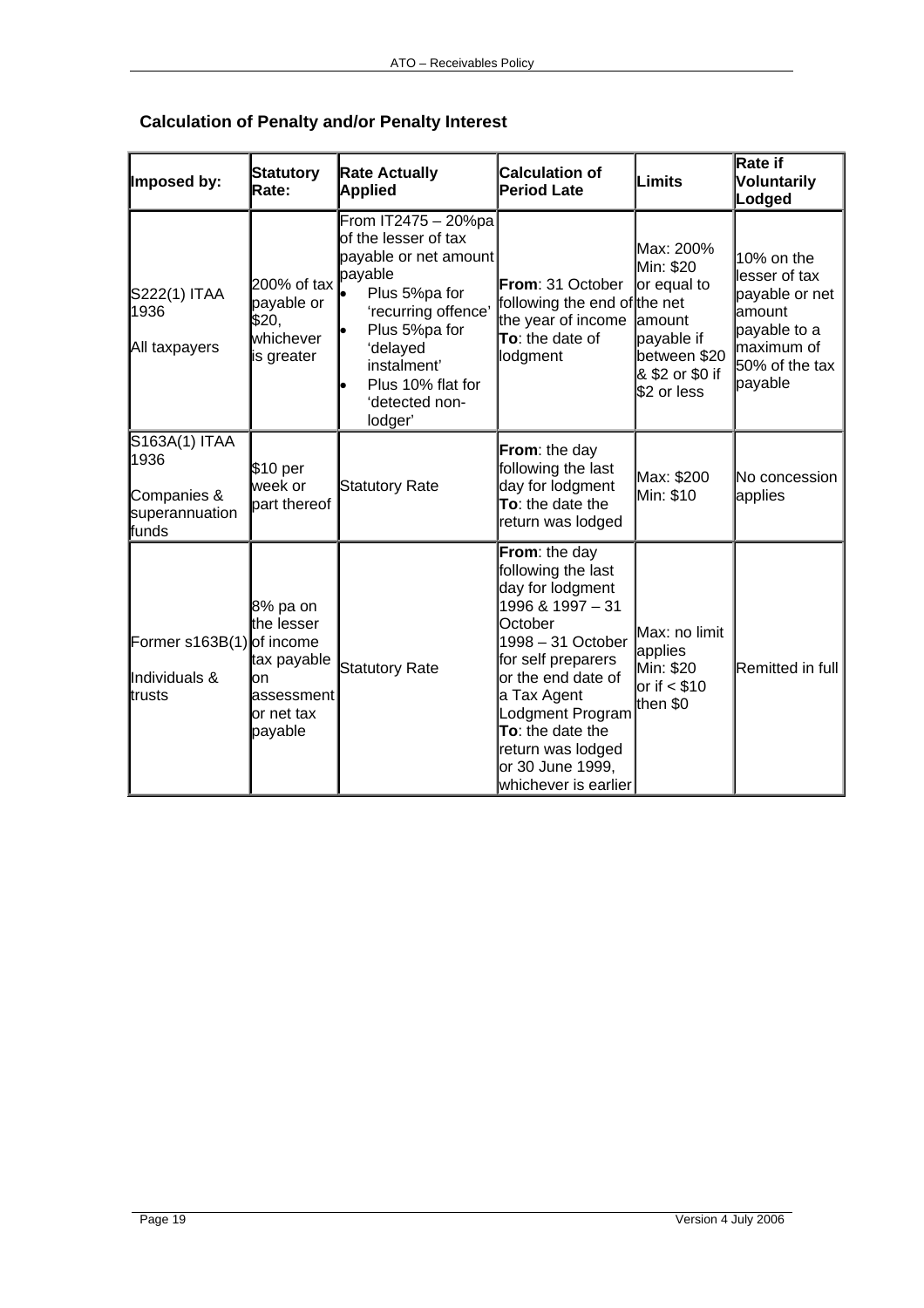### Calculation of Penalty and/or Penalty Interest

| Imposed by: | Statutory Rate: | Rate Actually Applied | Calculation of Period Late | Limits | Rate if Voluntarily Lodged |
|---|---|---|---|---|---|
| S222(1) ITAA 1936<br><br>All taxpayers | 200% of tax payable or $20, whichever is greater | From IT2475 – 20%pa of the lesser of tax payable or net amount payable<br>• Plus 5%pa for 'recurring offence'<br>• Plus 5%pa for 'delayed instalment'<br>• Plus 10% flat for 'detected non-lodger' | **From**: 31 October following the end of the year of income<br>**To**: the date of lodgment | Max: 200%<br>Min: $20 or equal to the net amount payable if between $20 & $2 or $0 if $2 or less | 10% on the lesser of tax payable or net amount payable to a maximum of 50% of the tax payable |
| S163A(1) ITAA 1936<br><br>Companies & superannuation funds | $10 per week or part thereof | Statutory Rate | **From**: the day following the last day for lodgment<br>**To**: the date the return was lodged | Max: $200<br>Min: $10 | No concession applies |
| Former s163B(1)<br><br>Individuals & trusts | 8% pa on the lesser of income tax payable on assessment or net tax payable | Statutory Rate | **From**: the day following the last day for lodgment 1996 & 1997 – 31 October 1998 – 31 October for self preparers or the end date of a Tax Agent Lodgment Program<br>**To**: the date the return was lodged or 30 June 1999, whichever is earlier | Max: no limit applies<br>Min: $20 or if < $10 then $0 | Remitted in full |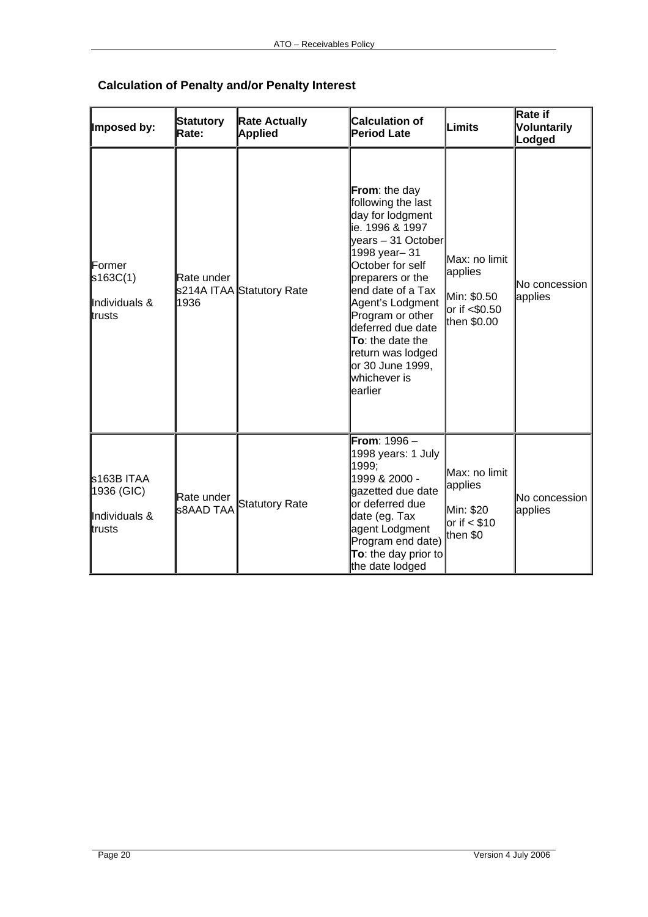## Calculation of Penalty and/or Penalty Interest

| Imposed by: | Statutory Rate: | Rate Actually Applied | Calculation of Period Late | Limits | Rate if Voluntarily Lodged |
|---|---|---|---|---|---|
| Former s163C(1)<br><br>Individuals & trusts | Rate under s214A ITAA 1936 | Statutory Rate | **From**: the day following the last day for lodgment ie. 1996 & 1997 years – 31 October 1998 year– 31 October for self preparers or the end date of a Tax Agent's Lodgment Program or other deferred due date<br>**To**: the date the return was lodged or 30 June 1999, whichever is earlier | Max: no limit applies<br><br>Min: $0.50 or if <$0.50 then $0.00 | No concession applies |
| s163B ITAA 1936 (GIC)<br><br>Individuals & trusts | Rate under s8AAD TAA | Statutory Rate | **From**: 1996 – 1998 years: 1 July 1999;<br>1999 & 2000 - gazetted due date or deferred due date (eg. Tax agent Lodgment Program end date)<br>**To**: the day prior to the date lodged | Max: no limit applies<br><br>Min: $20 or if < $10 then $0 | No concession applies |